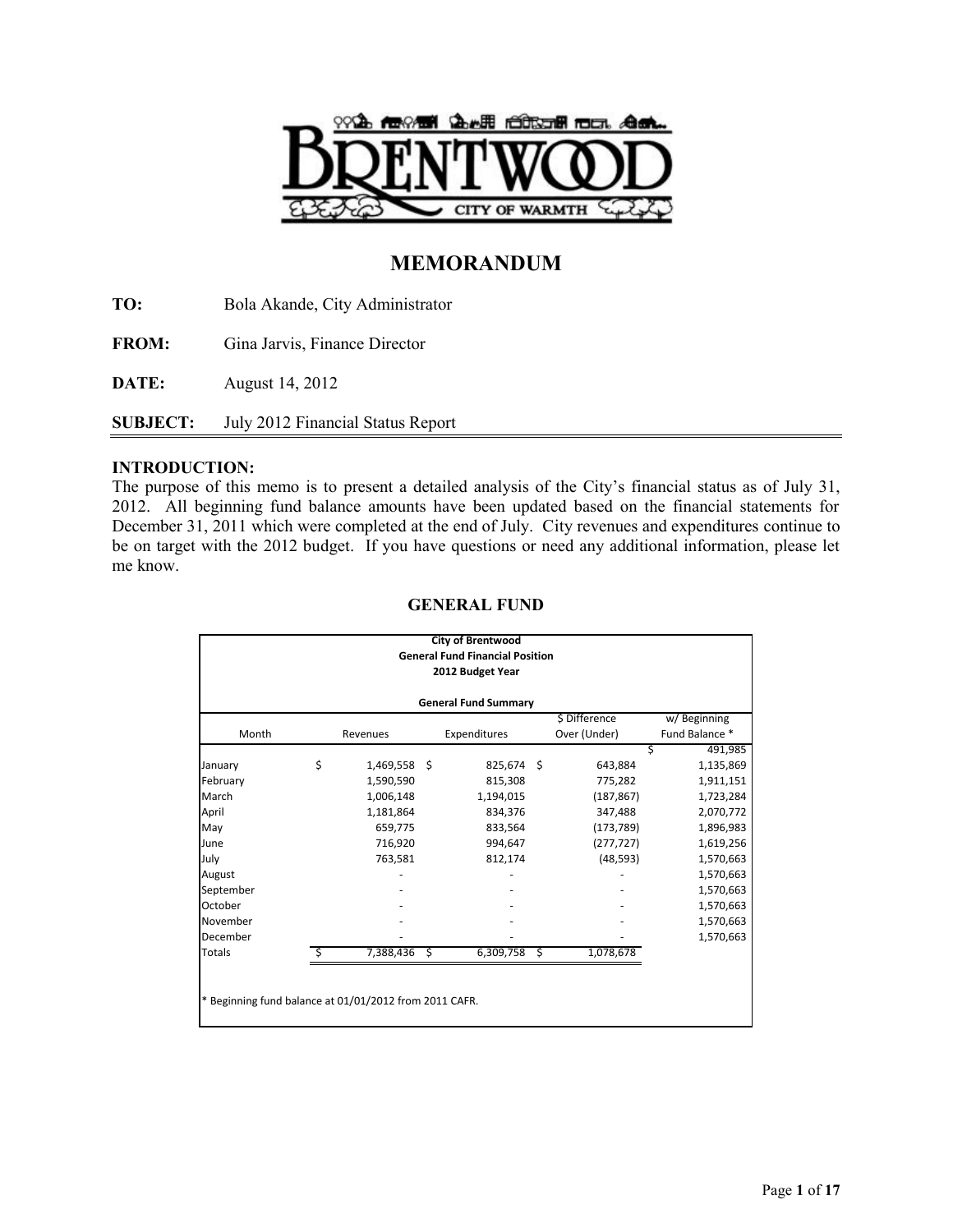# MEMORANDUM

**TO:** Bola Akande, City Administrator

**FROM:** Gina Jarvis, Finance Director

**DATE:** August 14, 2012

**SUBJECT:** July 2012 Financial Status Report

**INTRODUCTION:**

The purpose of this memo is to present a detailed analysis of the City's financial status as of July 31, 2012. All beginning fund balance amounts have been updated based on the financial statements for December 31, 2011 which were completed at the end of July. City revenues and expenditures continue to be on target with the 2012 budget. If you have questions or need any additional information, please let me know.

## GENERAL FUND

**City of Brentwood**
**General Fund Financial Position**
**2012 Budget Year**

**General Fund Summary**

| Month | Revenues | Expenditures | $ Difference Over (Under) | w/ Beginning Fund Balance * |
|---|---|---|---|---|
| | | | | $ 491,985 |
| January | $ 1,469,558 | $ 825,674 | $ 643,884 | 1,135,869 |
| February | 1,590,590 | 815,308 | 775,282 | 1,911,151 |
| March | 1,006,148 | 1,194,015 | (187,867) | 1,723,284 |
| April | 1,181,864 | 834,376 | 347,488 | 2,070,772 |
| May | 659,775 | 833,564 | (173,789) | 1,896,983 |
| June | 716,920 | 994,647 | (277,727) | 1,619,256 |
| July | 763,581 | 812,174 | (48,593) | 1,570,663 |
| August | - | - | - | 1,570,663 |
| September | - | - | - | 1,570,663 |
| October | - | - | - | 1,570,663 |
| November | - | - | - | 1,570,663 |
| December | - | - | - | 1,570,663 |
| Totals | $ 7,388,436 | $ 6,309,758 | $ 1,078,678 | |

\* Beginning fund balance at 01/01/2012 from 2011 CAFR.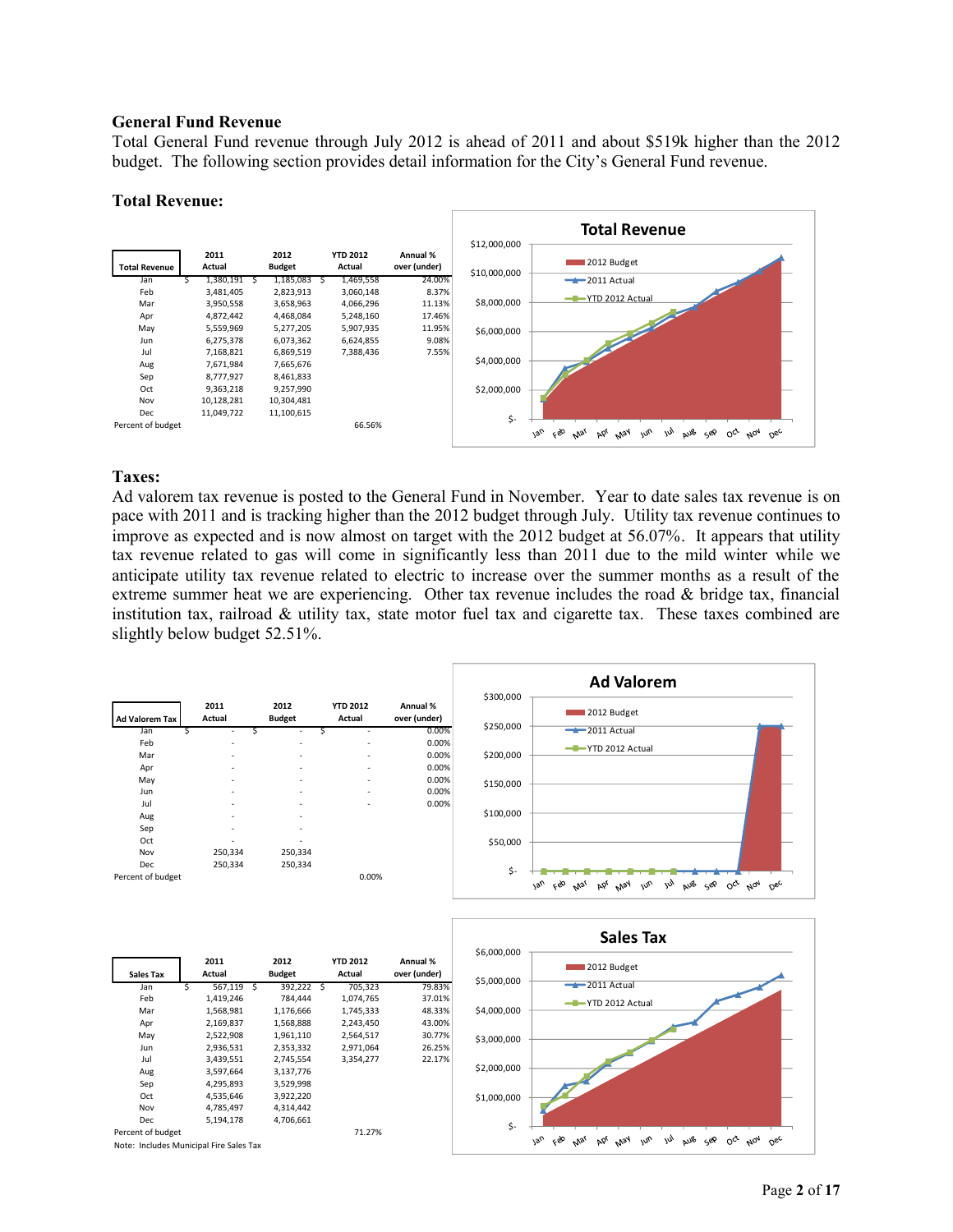## General Fund Revenue

Total General Fund revenue through July 2012 is ahead of 2011 and about $519k higher than the 2012 budget. The following section provides detail information for the City's General Fund revenue.

### Total Revenue:

| Total Revenue | 2011 Actual | 2012 Budget | YTD 2012 Actual | Annual % over (under) |
|---|---|---|---|---|
| Jan | $ 1,380,191 | $ 1,185,083 | $ 1,469,558 | 24.00% |
| Feb | 3,481,405 | 2,823,913 | 3,060,148 | 8.37% |
| Mar | 3,950,558 | 3,658,963 | 4,066,296 | 11.13% |
| Apr | 4,872,442 | 4,468,084 | 5,248,160 | 17.46% |
| May | 5,559,969 | 5,277,205 | 5,907,935 | 11.95% |
| Jun | 6,275,378 | 6,073,362 | 6,624,855 | 9.08% |
| Jul | 7,168,821 | 6,869,519 | 7,388,436 | 7.55% |
| Aug | 7,671,984 | 7,665,676 | | |
| Sep | 8,777,927 | 8,461,833 | | |
| Oct | 9,363,218 | 9,257,990 | | |
| Nov | 10,128,281 | 10,304,481 | | |
| Dec | 11,049,722 | 11,100,615 | | |
| Percent of budget | | | 66.56% | |

### Taxes:

Ad valorem tax revenue is posted to the General Fund in November. Year to date sales tax revenue is on pace with 2011 and is tracking higher than the 2012 budget through July. Utility tax revenue continues to improve as expected and is now almost on target with the 2012 budget at 56.07%. It appears that utility tax revenue related to gas will come in significantly less than 2011 due to the mild winter while we anticipate utility tax revenue related to electric to increase over the summer months as a result of the extreme summer heat we are experiencing. Other tax revenue includes the road & bridge tax, financial institution tax, railroad & utility tax, state motor fuel tax and cigarette tax. These taxes combined are slightly below budget 52.51%.

| Ad Valorem Tax | 2011 Actual | 2012 Budget | YTD 2012 Actual | Annual % over (under) |
|---|---|---|---|---|
| Jan | $ - | $ - | $ - | 0.00% |
| Feb | - | - | - | 0.00% |
| Mar | - | - | - | 0.00% |
| Apr | - | - | - | 0.00% |
| May | - | - | - | 0.00% |
| Jun | - | - | - | 0.00% |
| Jul | - | - | - | 0.00% |
| Aug | - | - | | |
| Sep | - | - | | |
| Oct | - | - | | |
| Nov | 250,334 | 250,334 | | |
| Dec | 250,334 | 250,334 | | |
| Percent of budget | | | 0.00% | |

| Sales Tax | 2011 Actual | 2012 Budget | YTD 2012 Actual | Annual % over (under) |
|---|---|---|---|---|
| Jan | $ 567,119 | $ 392,222 | $ 705,323 | 79.83% |
| Feb | 1,419,246 | 784,444 | 1,074,765 | 37.01% |
| Mar | 1,568,981 | 1,176,666 | 1,745,333 | 48.33% |
| Apr | 2,169,837 | 1,568,888 | 2,243,450 | 43.00% |
| May | 2,522,908 | 1,961,110 | 2,564,517 | 30.77% |
| Jun | 2,936,531 | 2,353,332 | 2,971,064 | 26.25% |
| Jul | 3,439,551 | 2,745,554 | 3,354,277 | 22.17% |
| Aug | 3,597,664 | 3,137,776 | | |
| Sep | 4,295,893 | 3,529,998 | | |
| Oct | 4,535,646 | 3,922,220 | | |
| Nov | 4,785,497 | 4,314,442 | | |
| Dec | 5,194,178 | 4,706,661 | | |
| Percent of budget | | | 71.27% | |

Note: Includes Municipal Fire Sales Tax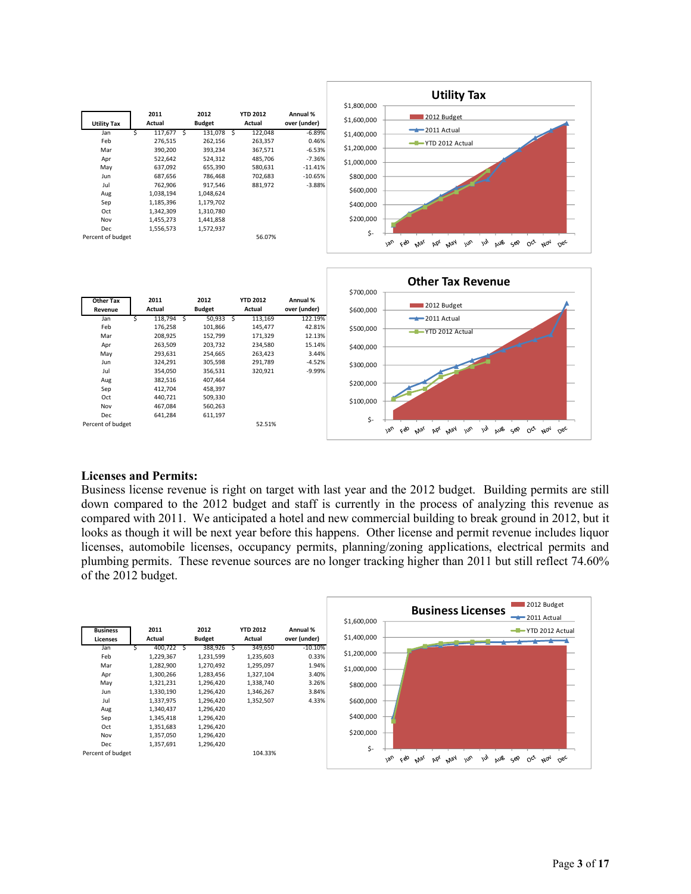| Utility Tax | 2011 Actual | 2012 Budget | YTD 2012 Actual | Annual % over (under) |
|---|---|---|---|---|
| Jan | $ 117,677 | $ 131,078 | $ 122,048 | -6.89% |
| Feb | 276,515 | 262,156 | 263,357 | 0.46% |
| Mar | 390,200 | 393,234 | 367,571 | -6.53% |
| Apr | 522,642 | 524,312 | 485,706 | -7.36% |
| May | 637,092 | 655,390 | 580,631 | -11.41% |
| Jun | 687,656 | 786,468 | 702,683 | -10.65% |
| Jul | 762,906 | 917,546 | 881,972 | -3.88% |
| Aug | 1,038,194 | 1,048,624 | | |
| Sep | 1,185,396 | 1,179,702 | | |
| Oct | 1,342,309 | 1,310,780 | | |
| Nov | 1,455,273 | 1,441,858 | | |
| Dec | 1,556,573 | 1,572,937 | | |
| Percent of budget | | | 56.07% | |

| Other Tax Revenue | 2011 Actual | 2012 Budget | YTD 2012 Actual | Annual % over (under) |
|---|---|---|---|---|
| Jan | $ 118,794 | $ 50,933 | $ 113,169 | 122.19% |
| Feb | 176,258 | 101,866 | 145,477 | 42.81% |
| Mar | 208,925 | 152,799 | 171,329 | 12.13% |
| Apr | 263,509 | 203,732 | 234,580 | 15.14% |
| May | 293,631 | 254,665 | 263,423 | 3.44% |
| Jun | 324,291 | 305,598 | 291,789 | -4.52% |
| Jul | 354,050 | 356,531 | 320,921 | -9.99% |
| Aug | 382,516 | 407,464 | | |
| Sep | 412,704 | 458,397 | | |
| Oct | 440,721 | 509,330 | | |
| Nov | 467,084 | 560,263 | | |
| Dec | 641,284 | 611,197 | | |
| Percent of budget | | | 52.51% | |

## Licenses and Permits:

Business license revenue is right on target with last year and the 2012 budget. Building permits are still down compared to the 2012 budget and staff is currently in the process of analyzing this revenue as compared with 2011. We anticipated a hotel and new commercial building to break ground in 2012, but it looks as though it will be next year before this happens. Other license and permit revenue includes liquor licenses, automobile licenses, occupancy permits, planning/zoning applications, electrical permits and plumbing permits. These revenue sources are no longer tracking higher than 2011 but still reflect 74.60% of the 2012 budget.

| Business Licenses | 2011 Actual | 2012 Budget | YTD 2012 Actual | Annual % over (under) |
|---|---|---|---|---|
| Jan | $ 400,722 | $ 388,926 | $ 349,650 | -10.10% |
| Feb | 1,229,367 | 1,231,599 | 1,235,603 | 0.33% |
| Mar | 1,282,900 | 1,270,492 | 1,295,097 | 1.94% |
| Apr | 1,300,266 | 1,283,456 | 1,327,104 | 3.40% |
| May | 1,321,231 | 1,296,420 | 1,338,740 | 3.26% |
| Jun | 1,330,190 | 1,296,420 | 1,346,267 | 3.84% |
| Jul | 1,337,975 | 1,296,420 | 1,352,507 | 4.33% |
| Aug | 1,340,437 | 1,296,420 | | |
| Sep | 1,345,418 | 1,296,420 | | |
| Oct | 1,351,683 | 1,296,420 | | |
| Nov | 1,357,050 | 1,296,420 | | |
| Dec | 1,357,691 | 1,296,420 | | |
| Percent of budget | | | 104.33% | |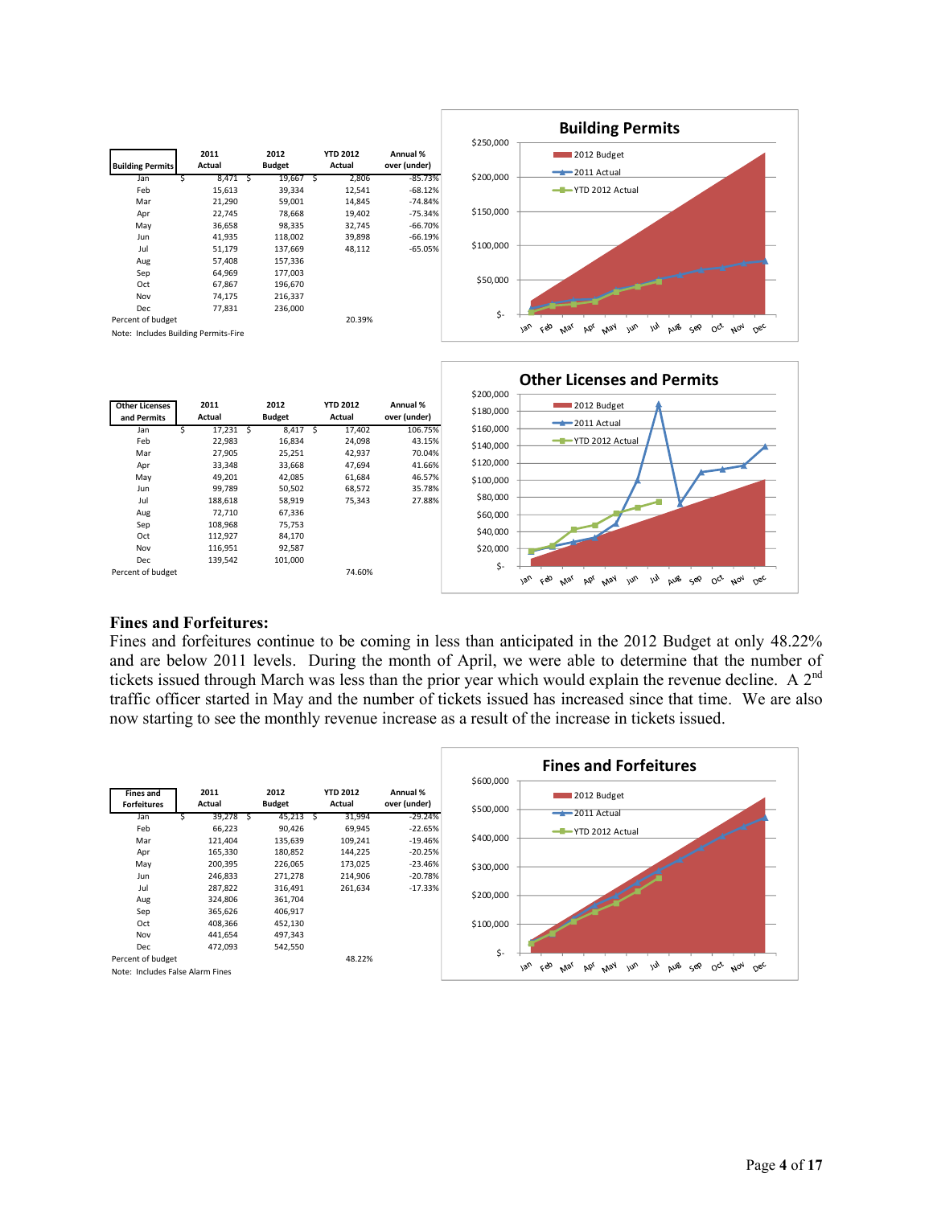| Building Permits | 2011 Actual | 2012 Budget | YTD 2012 Actual | Annual % over (under) |
|---|---|---|---|---|
| Jan | $ 8,471 | $ 19,667 | $ 2,806 | -85.73% |
| Feb | 15,613 | 39,334 | 12,541 | -68.12% |
| Mar | 21,290 | 59,001 | 14,845 | -74.84% |
| Apr | 22,745 | 78,668 | 19,402 | -75.34% |
| May | 36,658 | 98,335 | 32,745 | -66.70% |
| Jun | 41,935 | 118,002 | 39,898 | -66.19% |
| Jul | 51,179 | 137,669 | 48,112 | -65.05% |
| Aug | 57,408 | 157,336 | | |
| Sep | 64,969 | 177,003 | | |
| Oct | 67,867 | 196,670 | | |
| Nov | 74,175 | 216,337 | | |
| Dec | 77,831 | 236,000 | | |
| Percent of budget | | | 20.39% | |

Note: Includes Building Permits-Fire

| Other Licenses and Permits | 2011 Actual | 2012 Budget | YTD 2012 Actual | Annual % over (under) |
|---|---|---|---|---|
| Jan | $ 17,231 | $ 8,417 | $ 17,402 | 106.75% |
| Feb | 22,983 | 16,834 | 24,098 | 43.15% |
| Mar | 27,905 | 25,251 | 42,937 | 70.04% |
| Apr | 33,348 | 33,668 | 47,694 | 41.66% |
| May | 49,201 | 42,085 | 61,684 | 46.57% |
| Jun | 99,789 | 50,502 | 68,572 | 35.78% |
| Jul | 188,618 | 58,919 | 75,343 | 27.88% |
| Aug | 72,710 | 67,336 | | |
| Sep | 108,968 | 75,753 | | |
| Oct | 112,927 | 84,170 | | |
| Nov | 116,951 | 92,587 | | |
| Dec | 139,542 | 101,000 | | |
| Percent of budget | | | 74.60% | |

## Fines and Forfeitures:

Fines and forfeitures continue to be coming in less than anticipated in the 2012 Budget at only 48.22% and are below 2011 levels. During the month of April, we were able to determine that the number of tickets issued through March was less than the prior year which would explain the revenue decline. A 2nd traffic officer started in May and the number of tickets issued has increased since that time. We are also now starting to see the monthly revenue increase as a result of the increase in tickets issued.

| Fines and Forfeitures | 2011 Actual | 2012 Budget | YTD 2012 Actual | Annual % over (under) |
|---|---|---|---|---|
| Jan | $ 39,278 | $ 45,213 | $ 31,994 | -29.24% |
| Feb | 66,223 | 90,426 | 69,945 | -22.65% |
| Mar | 121,404 | 135,639 | 109,241 | -19.46% |
| Apr | 165,330 | 180,852 | 144,225 | -20.25% |
| May | 200,395 | 226,065 | 173,025 | -23.46% |
| Jun | 246,833 | 271,278 | 214,906 | -20.78% |
| Jul | 287,822 | 316,491 | 261,634 | -17.33% |
| Aug | 324,806 | 361,704 | | |
| Sep | 365,626 | 406,917 | | |
| Oct | 408,366 | 452,130 | | |
| Nov | 441,654 | 497,343 | | |
| Dec | 472,093 | 542,550 | | |
| Percent of budget | | | 48.22% | |

Note: Includes False Alarm Fines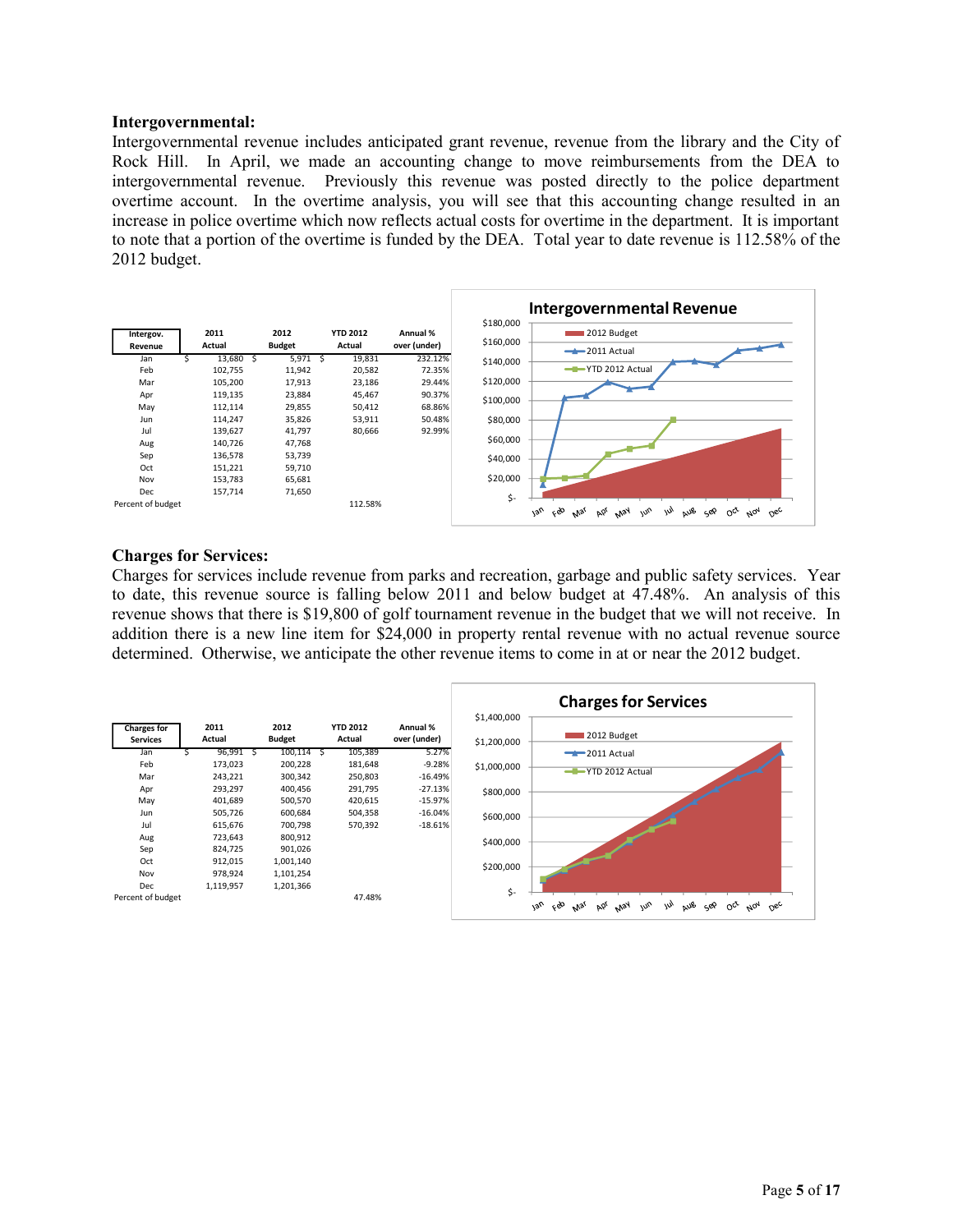### Intergovernmental:

Intergovernmental revenue includes anticipated grant revenue, revenue from the library and the City of Rock Hill. In April, we made an accounting change to move reimbursements from the DEA to intergovernmental revenue. Previously this revenue was posted directly to the police department overtime account. In the overtime analysis, you will see that this accounting change resulted in an increase in police overtime which now reflects actual costs for overtime in the department. It is important to note that a portion of the overtime is funded by the DEA. Total year to date revenue is 112.58% of the 2012 budget.

| Intergov. Revenue | 2011 Actual | 2012 Budget | YTD 2012 Actual | Annual % over (under) |
|---|---|---|---|---|
| Jan | $ 13,680 | $ 5,971 | $ 19,831 | 232.12% |
| Feb | 102,755 | 11,942 | 20,582 | 72.35% |
| Mar | 105,200 | 17,913 | 23,186 | 29.44% |
| Apr | 119,135 | 23,884 | 45,467 | 90.37% |
| May | 112,114 | 29,855 | 50,412 | 68.86% |
| Jun | 114,247 | 35,826 | 53,911 | 50.48% |
| Jul | 139,627 | 41,797 | 80,666 | 92.99% |
| Aug | 140,726 | 47,768 | | |
| Sep | 136,578 | 53,739 | | |
| Oct | 151,221 | 59,710 | | |
| Nov | 153,783 | 65,681 | | |
| Dec | 157,714 | 71,650 | | |
| Percent of budget | | | 112.58% | |

### Charges for Services:

Charges for services include revenue from parks and recreation, garbage and public safety services. Year to date, this revenue source is falling below 2011 and below budget at 47.48%. An analysis of this revenue shows that there is $19,800 of golf tournament revenue in the budget that we will not receive. In addition there is a new line item for $24,000 in property rental revenue with no actual revenue source determined. Otherwise, we anticipate the other revenue items to come in at or near the 2012 budget.

| Charges for Services | 2011 Actual | 2012 Budget | YTD 2012 Actual | Annual % over (under) |
|---|---|---|---|---|
| Jan | $ 96,991 | $ 100,114 | $ 105,389 | 5.27% |
| Feb | 173,023 | 200,228 | 181,648 | -9.28% |
| Mar | 243,221 | 300,342 | 250,803 | -16.49% |
| Apr | 293,297 | 400,456 | 291,795 | -27.13% |
| May | 401,689 | 500,570 | 420,615 | -15.97% |
| Jun | 505,726 | 600,684 | 504,358 | -16.04% |
| Jul | 615,676 | 700,798 | 570,392 | -18.61% |
| Aug | 723,643 | 800,912 | | |
| Sep | 824,725 | 901,026 | | |
| Oct | 912,015 | 1,001,140 | | |
| Nov | 978,924 | 1,101,254 | | |
| Dec | 1,119,957 | 1,201,366 | | |
| Percent of budget | | | 47.48% | |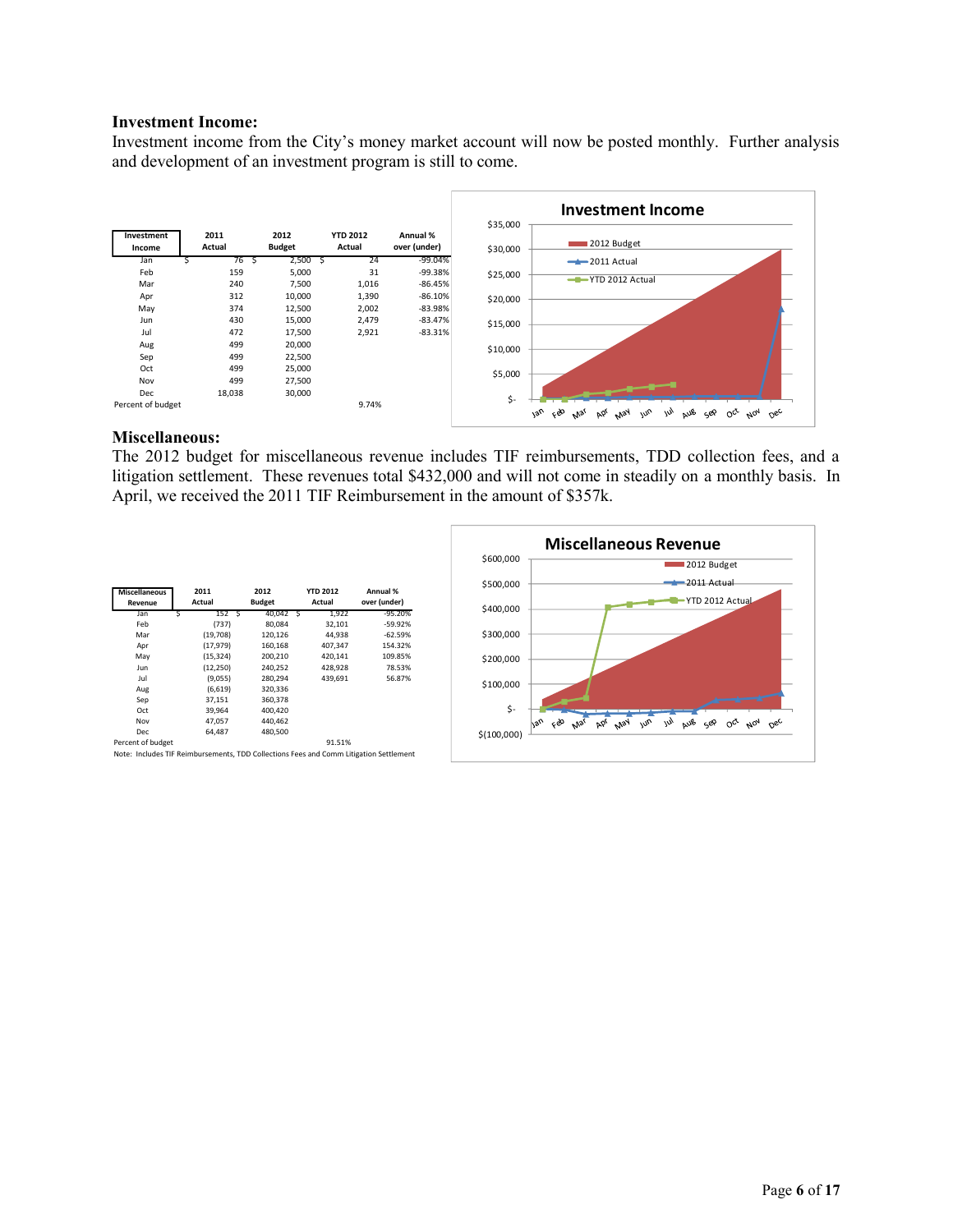**Investment Income:**

Investment income from the City's money market account will now be posted monthly. Further analysis and development of an investment program is still to come.

| Investment Income | 2011 Actual | 2012 Budget | YTD 2012 Actual | Annual % over (under) |
|---|---|---|---|---|
| Jan | $ 76 | $ 2,500 | $ 24 | -99.04% |
| Feb | 159 | 5,000 | 31 | -99.38% |
| Mar | 240 | 7,500 | 1,016 | -86.45% |
| Apr | 312 | 10,000 | 1,390 | -86.10% |
| May | 374 | 12,500 | 2,002 | -83.98% |
| Jun | 430 | 15,000 | 2,479 | -83.47% |
| Jul | 472 | 17,500 | 2,921 | -83.31% |
| Aug | 499 | 20,000 | | |
| Sep | 499 | 22,500 | | |
| Oct | 499 | 25,000 | | |
| Nov | 499 | 27,500 | | |
| Dec | 18,038 | 30,000 | | |
| Percent of budget | | | 9.74% | |

**Miscellaneous:**

The 2012 budget for miscellaneous revenue includes TIF reimbursements, TDD collection fees, and a litigation settlement. These revenues total $432,000 and will not come in steadily on a monthly basis. In April, we received the 2011 TIF Reimbursement in the amount of $357k.

| Miscellaneous Revenue | 2011 Actual | 2012 Budget | YTD 2012 Actual | Annual % over (under) |
|---|---|---|---|---|
| Jan | $ 152 | $ 40,042 | $ 1,922 | -95.20% |
| Feb | (737) | 80,084 | 32,101 | -59.92% |
| Mar | (19,708) | 120,126 | 44,938 | -62.59% |
| Apr | (17,979) | 160,168 | 407,347 | 154.32% |
| May | (15,324) | 200,210 | 420,141 | 109.85% |
| Jun | (12,250) | 240,252 | 428,928 | 78.53% |
| Jul | (9,055) | 280,294 | 439,691 | 56.87% |
| Aug | (6,619) | 320,336 | | |
| Sep | 37,151 | 360,378 | | |
| Oct | 39,964 | 400,420 | | |
| Nov | 47,057 | 440,462 | | |
| Dec | 64,487 | 480,500 | | |
| Percent of budget | | | 91.51% | |

Note: Includes TIF Reimbursements, TDD Collections Fees and Comm Litigation Settlement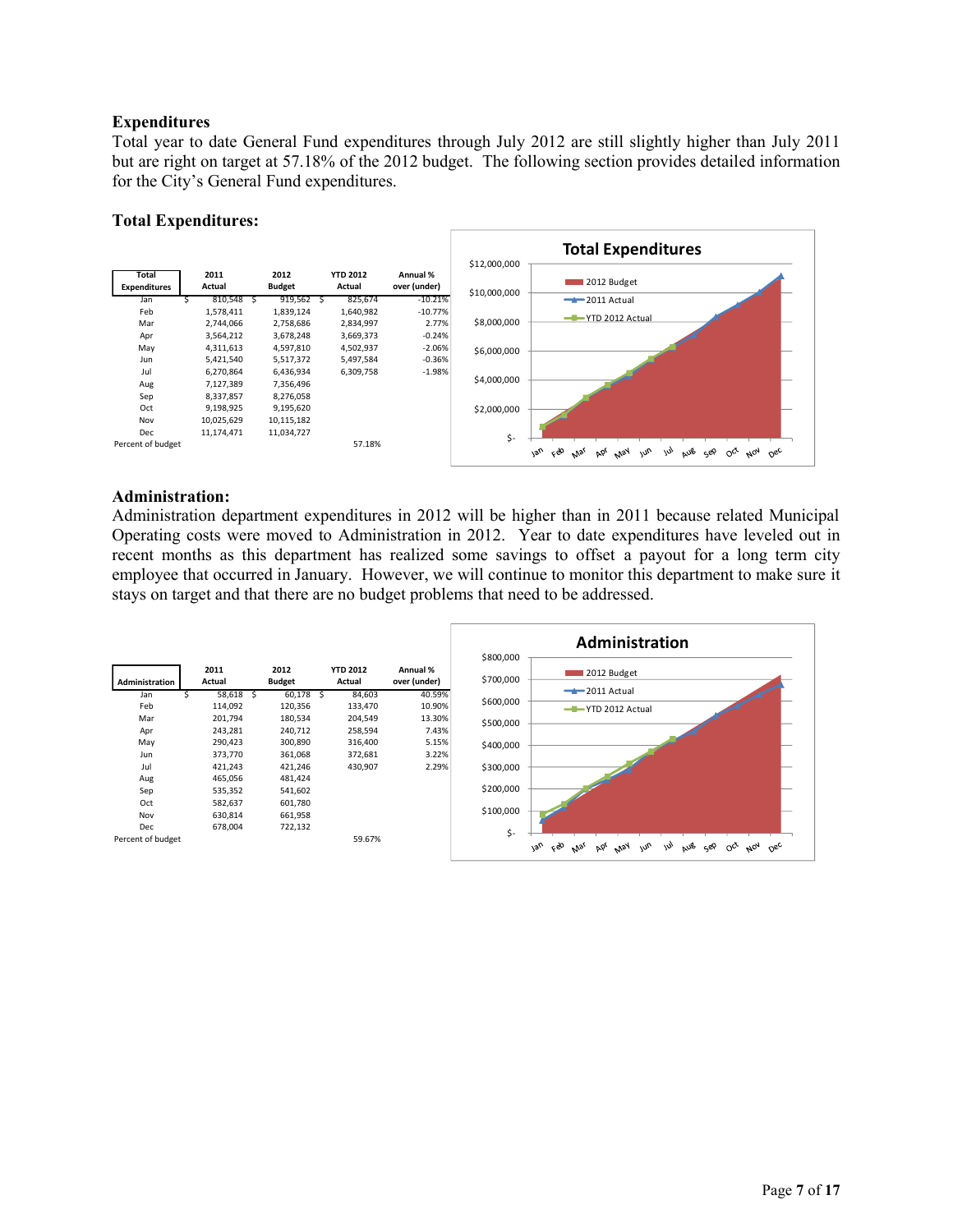## Expenditures

Total year to date General Fund expenditures through July 2012 are still slightly higher than July 2011 but are right on target at 57.18% of the 2012 budget. The following section provides detailed information for the City's General Fund expenditures.

### Total Expenditures:

| Total Expenditures | 2011 Actual | 2012 Budget | YTD 2012 Actual | Annual % over (under) |
|---|---|---|---|---|
| Jan | $ 810,548 | $ 919,562 | $ 825,674 | -10.21% |
| Feb | 1,578,411 | 1,839,124 | 1,640,982 | -10.77% |
| Mar | 2,744,066 | 2,758,686 | 2,834,997 | 2.77% |
| Apr | 3,564,212 | 3,678,248 | 3,669,373 | -0.24% |
| May | 4,311,613 | 4,597,810 | 4,502,937 | -2.06% |
| Jun | 5,421,540 | 5,517,372 | 5,497,584 | -0.36% |
| Jul | 6,270,864 | 6,436,934 | 6,309,758 | -1.98% |
| Aug | 7,127,389 | 7,356,496 | | |
| Sep | 8,337,857 | 8,276,058 | | |
| Oct | 9,198,925 | 9,195,620 | | |
| Nov | 10,025,629 | 10,115,182 | | |
| Dec | 11,174,471 | 11,034,727 | | |
| Percent of budget | | | 57.18% | |

**Total Expenditures** (chart: 2012 Budget, 2011 Actual, YTD 2012 Actual; $- to $12,000,000; Jan–Dec)

### Administration:

Administration department expenditures in 2012 will be higher than in 2011 because related Municipal Operating costs were moved to Administration in 2012. Year to date expenditures have leveled out in recent months as this department has realized some savings to offset a payout for a long term city employee that occurred in January. However, we will continue to monitor this department to make sure it stays on target and that there are no budget problems that need to be addressed.

| Administration | 2011 Actual | 2012 Budget | YTD 2012 Actual | Annual % over (under) |
|---|---|---|---|---|
| Jan | $ 58,618 | $ 60,178 | $ 84,603 | 40.59% |
| Feb | 114,092 | 120,356 | 133,470 | 10.90% |
| Mar | 201,794 | 180,534 | 204,549 | 13.30% |
| Apr | 243,281 | 240,712 | 258,594 | 7.43% |
| May | 290,423 | 300,890 | 316,400 | 5.15% |
| Jun | 373,770 | 361,068 | 372,681 | 3.22% |
| Jul | 421,243 | 421,246 | 430,907 | 2.29% |
| Aug | 465,056 | 481,424 | | |
| Sep | 535,352 | 541,602 | | |
| Oct | 582,637 | 601,780 | | |
| Nov | 630,814 | 661,958 | | |
| Dec | 678,004 | 722,132 | | |
| Percent of budget | | | 59.67% | |

**Administration** (chart: 2012 Budget, 2011 Actual, YTD 2012 Actual; $- to $800,000; Jan–Dec)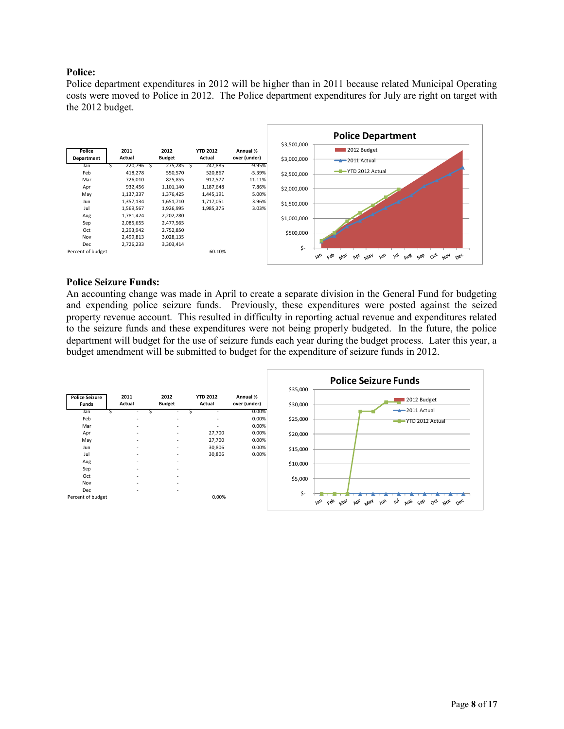### Police:

Police department expenditures in 2012 will be higher than in 2011 because related Municipal Operating costs were moved to Police in 2012. The Police department expenditures for July are right on target with the 2012 budget.

| Police Department | 2011 Actual | 2012 Budget | YTD 2012 Actual | Annual % over (under) |
|---|---|---|---|---|
| Jan | $ 220,796 | $ 275,285 | $ 247,885 | -9.95% |
| Feb | 418,278 | 550,570 | 520,867 | -5.39% |
| Mar | 726,010 | 825,855 | 917,577 | 11.11% |
| Apr | 932,456 | 1,101,140 | 1,187,648 | 7.86% |
| May | 1,137,337 | 1,376,425 | 1,445,191 | 5.00% |
| Jun | 1,357,134 | 1,651,710 | 1,717,051 | 3.96% |
| Jul | 1,569,567 | 1,926,995 | 1,985,375 | 3.03% |
| Aug | 1,781,424 | 2,202,280 | | |
| Sep | 2,085,655 | 2,477,565 | | |
| Oct | 2,293,942 | 2,752,850 | | |
| Nov | 2,499,813 | 3,028,135 | | |
| Dec | 2,726,233 | 3,303,414 | | |
| Percent of budget | | | 60.10% | |

### Police Seizure Funds:

An accounting change was made in April to create a separate division in the General Fund for budgeting and expending police seizure funds. Previously, these expenditures were posted against the seized property revenue account. This resulted in difficulty in reporting actual revenue and expenditures related to the seizure funds and these expenditures were not being properly budgeted. In the future, the police department will budget for the use of seizure funds each year during the budget process. Later this year, a budget amendment will be submitted to budget for the expenditure of seizure funds in 2012.

| Police Seizure Funds | 2011 Actual | 2012 Budget | YTD 2012 Actual | Annual % over (under) |
|---|---|---|---|---|
| Jan | $ - | $ - | $ - | 0.00% |
| Feb | - | - | - | 0.00% |
| Mar | - | - | - | 0.00% |
| Apr | - | - | 27,700 | 0.00% |
| May | - | - | 27,700 | 0.00% |
| Jun | - | - | 30,806 | 0.00% |
| Jul | - | - | 30,806 | 0.00% |
| Aug | - | - | | |
| Sep | - | - | | |
| Oct | - | - | | |
| Nov | - | - | | |
| Dec | - | - | | |
| Percent of budget | | | 0.00% | |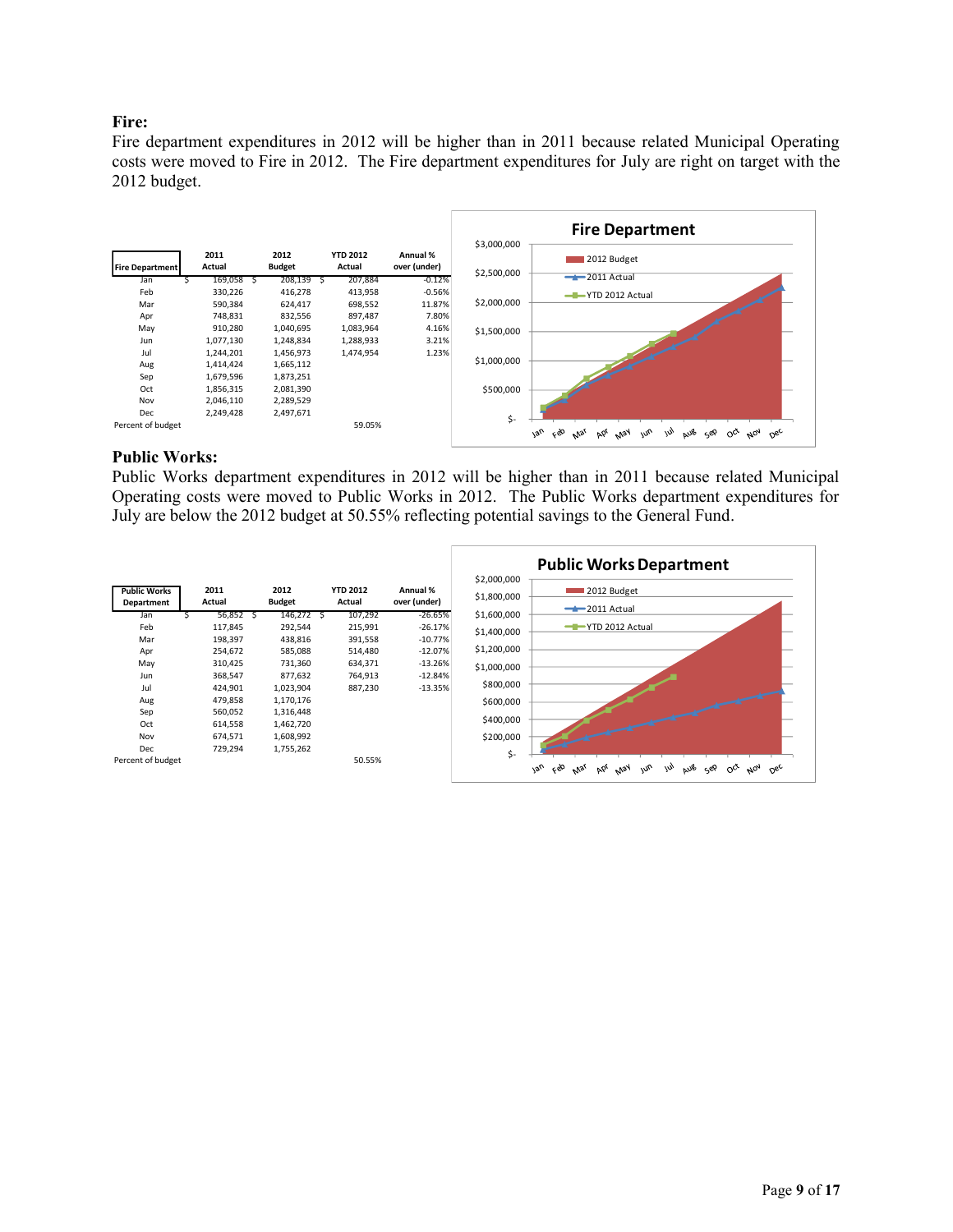**Fire:**

Fire department expenditures in 2012 will be higher than in 2011 because related Municipal Operating costs were moved to Fire in 2012. The Fire department expenditures for July are right on target with the 2012 budget.

| Fire Department | 2011 Actual | 2012 Budget | YTD 2012 Actual | Annual % over (under) |
|---|---|---|---|---|
| Jan | $ 169,058 | $ 208,139 | $ 207,884 | -0.12% |
| Feb | 330,226 | 416,278 | 413,958 | -0.56% |
| Mar | 590,384 | 624,417 | 698,552 | 11.87% |
| Apr | 748,831 | 832,556 | 897,487 | 7.80% |
| May | 910,280 | 1,040,695 | 1,083,964 | 4.16% |
| Jun | 1,077,130 | 1,248,834 | 1,288,933 | 3.21% |
| Jul | 1,244,201 | 1,456,973 | 1,474,954 | 1.23% |
| Aug | 1,414,424 | 1,665,112 | | |
| Sep | 1,679,596 | 1,873,251 | | |
| Oct | 1,856,315 | 2,081,390 | | |
| Nov | 2,046,110 | 2,289,529 | | |
| Dec | 2,249,428 | 2,497,671 | | |
| Percent of budget | | | 59.05% | |

**Public Works:**

Public Works department expenditures in 2012 will be higher than in 2011 because related Municipal Operating costs were moved to Public Works in 2012. The Public Works department expenditures for July are below the 2012 budget at 50.55% reflecting potential savings to the General Fund.

| Public Works Department | 2011 Actual | 2012 Budget | YTD 2012 Actual | Annual % over (under) |
|---|---|---|---|---|
| Jan | $ 56,852 | $ 146,272 | $ 107,292 | -26.65% |
| Feb | 117,845 | 292,544 | 215,991 | -26.17% |
| Mar | 198,397 | 438,816 | 391,558 | -10.77% |
| Apr | 254,672 | 585,088 | 514,480 | -12.07% |
| May | 310,425 | 731,360 | 634,371 | -13.26% |
| Jun | 368,547 | 877,632 | 764,913 | -12.84% |
| Jul | 424,901 | 1,023,904 | 887,230 | -13.35% |
| Aug | 479,858 | 1,170,176 | | |
| Sep | 560,052 | 1,316,448 | | |
| Oct | 614,558 | 1,462,720 | | |
| Nov | 674,571 | 1,608,992 | | |
| Dec | 729,294 | 1,755,262 | | |
| Percent of budget | | | 50.55% | |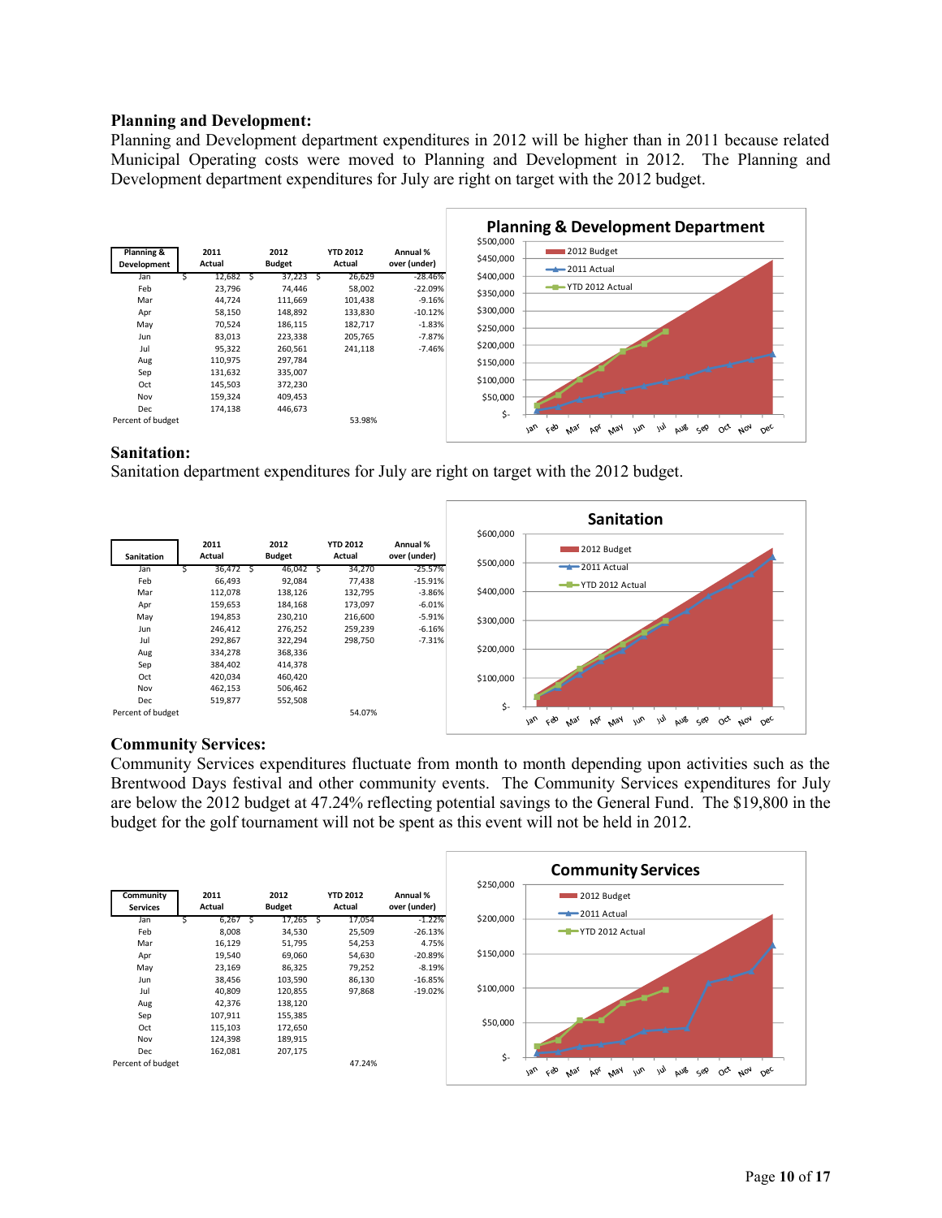**Planning and Development:**
Planning and Development department expenditures in 2012 will be higher than in 2011 because related Municipal Operating costs were moved to Planning and Development in 2012. The Planning and Development department expenditures for July are right on target with the 2012 budget.

| Planning & Development | 2011 Actual | 2012 Budget | YTD 2012 Actual | Annual % over (under) |
|---|---|---|---|---|
| Jan | $ 12,682 | $ 37,223 | $ 26,629 | -28.46% |
| Feb | 23,796 | 74,446 | 58,002 | -22.09% |
| Mar | 44,724 | 111,669 | 101,438 | -9.16% |
| Apr | 58,150 | 148,892 | 133,830 | -10.12% |
| May | 70,524 | 186,115 | 182,717 | -1.83% |
| Jun | 83,013 | 223,338 | 205,765 | -7.87% |
| Jul | 95,322 | 260,561 | 241,118 | -7.46% |
| Aug | 110,975 | 297,784 | | |
| Sep | 131,632 | 335,007 | | |
| Oct | 145,503 | 372,230 | | |
| Nov | 159,324 | 409,453 | | |
| Dec | 174,138 | 446,673 | | |
| Percent of budget | | | 53.98% | |

**Sanitation:**
Sanitation department expenditures for July are right on target with the 2012 budget.

| Sanitation | 2011 Actual | 2012 Budget | YTD 2012 Actual | Annual % over (under) |
|---|---|---|---|---|
| Jan | $ 36,472 | $ 46,042 | $ 34,270 | -25.57% |
| Feb | 66,493 | 92,084 | 77,438 | -15.91% |
| Mar | 112,078 | 138,126 | 132,795 | -3.86% |
| Apr | 159,653 | 184,168 | 173,097 | -6.01% |
| May | 194,853 | 230,210 | 216,600 | -5.91% |
| Jun | 246,412 | 276,252 | 259,239 | -6.16% |
| Jul | 292,867 | 322,294 | 298,750 | -7.31% |
| Aug | 334,278 | 368,336 | | |
| Sep | 384,402 | 414,378 | | |
| Oct | 420,034 | 460,420 | | |
| Nov | 462,153 | 506,462 | | |
| Dec | 519,877 | 552,508 | | |
| Percent of budget | | | 54.07% | |

**Community Services:**
Community Services expenditures fluctuate from month to month depending upon activities such as the Brentwood Days festival and other community events. The Community Services expenditures for July are below the 2012 budget at 47.24% reflecting potential savings to the General Fund. The $19,800 in the budget for the golf tournament will not be spent as this event will not be held in 2012.

| Community Services | 2011 Actual | 2012 Budget | YTD 2012 Actual | Annual % over (under) |
|---|---|---|---|---|
| Jan | $ 6,267 | $ 17,265 | $ 17,054 | -1.22% |
| Feb | 8,008 | 34,530 | 25,509 | -26.13% |
| Mar | 16,129 | 51,795 | 54,253 | 4.75% |
| Apr | 19,540 | 69,060 | 54,630 | -20.89% |
| May | 23,169 | 86,325 | 79,252 | -8.19% |
| Jun | 38,456 | 103,590 | 86,130 | -16.85% |
| Jul | 40,809 | 120,855 | 97,868 | -19.02% |
| Aug | 42,376 | 138,120 | | |
| Sep | 107,911 | 155,385 | | |
| Oct | 115,103 | 172,650 | | |
| Nov | 124,398 | 189,915 | | |
| Dec | 162,081 | 207,175 | | |
| Percent of budget | | | 47.24% | |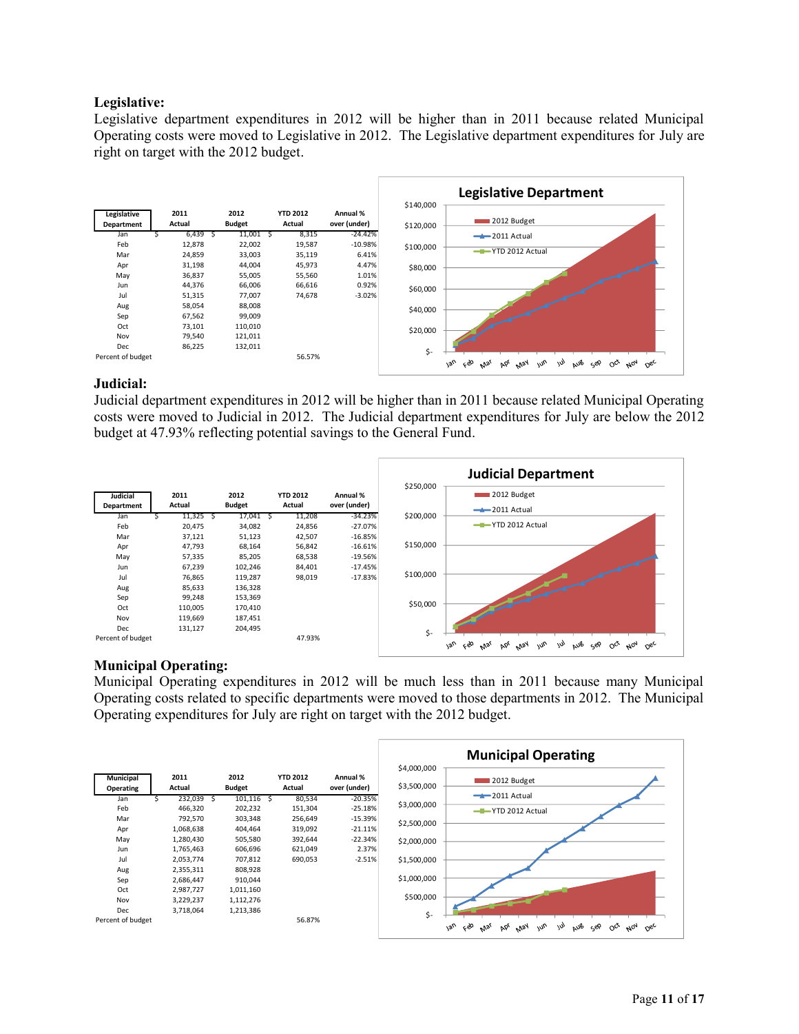## Legislative:

Legislative department expenditures in 2012 will be higher than in 2011 because related Municipal Operating costs were moved to Legislative in 2012. The Legislative department expenditures for July are right on target with the 2012 budget.

| Legislative Department | 2011 Actual | 2012 Budget | YTD 2012 Actual | Annual % over (under) |
|---|---|---|---|---|
| Jan | $ 6,439 | $ 11,001 | $ 8,315 | -24.42% |
| Feb | 12,878 | 22,002 | 19,587 | -10.98% |
| Mar | 24,859 | 33,003 | 35,119 | 6.41% |
| Apr | 31,198 | 44,004 | 45,973 | 4.47% |
| May | 36,837 | 55,005 | 55,560 | 1.01% |
| Jun | 44,376 | 66,006 | 66,616 | 0.92% |
| Jul | 51,315 | 77,007 | 74,678 | -3.02% |
| Aug | 58,054 | 88,008 | | |
| Sep | 67,562 | 99,009 | | |
| Oct | 73,101 | 110,010 | | |
| Nov | 79,540 | 121,011 | | |
| Dec | 86,225 | 132,011 | | |
| Percent of budget | | | 56.57% | |

## Judicial:

Judicial department expenditures in 2012 will be higher than in 2011 because related Municipal Operating costs were moved to Judicial in 2012. The Judicial department expenditures for July are below the 2012 budget at 47.93% reflecting potential savings to the General Fund.

| Judicial Department | 2011 Actual | 2012 Budget | YTD 2012 Actual | Annual % over (under) |
|---|---|---|---|---|
| Jan | $ 11,325 | $ 17,041 | $ 11,208 | -34.23% |
| Feb | 20,475 | 34,082 | 24,856 | -27.07% |
| Mar | 37,121 | 51,123 | 42,507 | -16.85% |
| Apr | 47,793 | 68,164 | 56,842 | -16.61% |
| May | 57,335 | 85,205 | 68,538 | -19.56% |
| Jun | 67,239 | 102,246 | 84,401 | -17.45% |
| Jul | 76,865 | 119,287 | 98,019 | -17.83% |
| Aug | 85,633 | 136,328 | | |
| Sep | 99,248 | 153,369 | | |
| Oct | 110,005 | 170,410 | | |
| Nov | 119,669 | 187,451 | | |
| Dec | 131,127 | 204,495 | | |
| Percent of budget | | | 47.93% | |

## Municipal Operating:

Municipal Operating expenditures in 2012 will be much less than in 2011 because many Municipal Operating costs related to specific departments were moved to those departments in 2012. The Municipal Operating expenditures for July are right on target with the 2012 budget.

| Municipal Operating | 2011 Actual | 2012 Budget | YTD 2012 Actual | Annual % over (under) |
|---|---|---|---|---|
| Jan | $ 232,039 | $ 101,116 | $ 80,534 | -20.35% |
| Feb | 466,320 | 202,232 | 151,304 | -25.18% |
| Mar | 792,570 | 303,348 | 256,649 | -15.39% |
| Apr | 1,068,638 | 404,464 | 319,092 | -21.11% |
| May | 1,280,430 | 505,580 | 392,644 | -22.34% |
| Jun | 1,765,463 | 606,696 | 621,049 | 2.37% |
| Jul | 2,053,774 | 707,812 | 690,053 | -2.51% |
| Aug | 2,355,311 | 808,928 | | |
| Sep | 2,686,447 | 910,044 | | |
| Oct | 2,987,727 | 1,011,160 | | |
| Nov | 3,229,237 | 1,112,276 | | |
| Dec | 3,718,064 | 1,213,386 | | |
| Percent of budget | | | 56.87% | |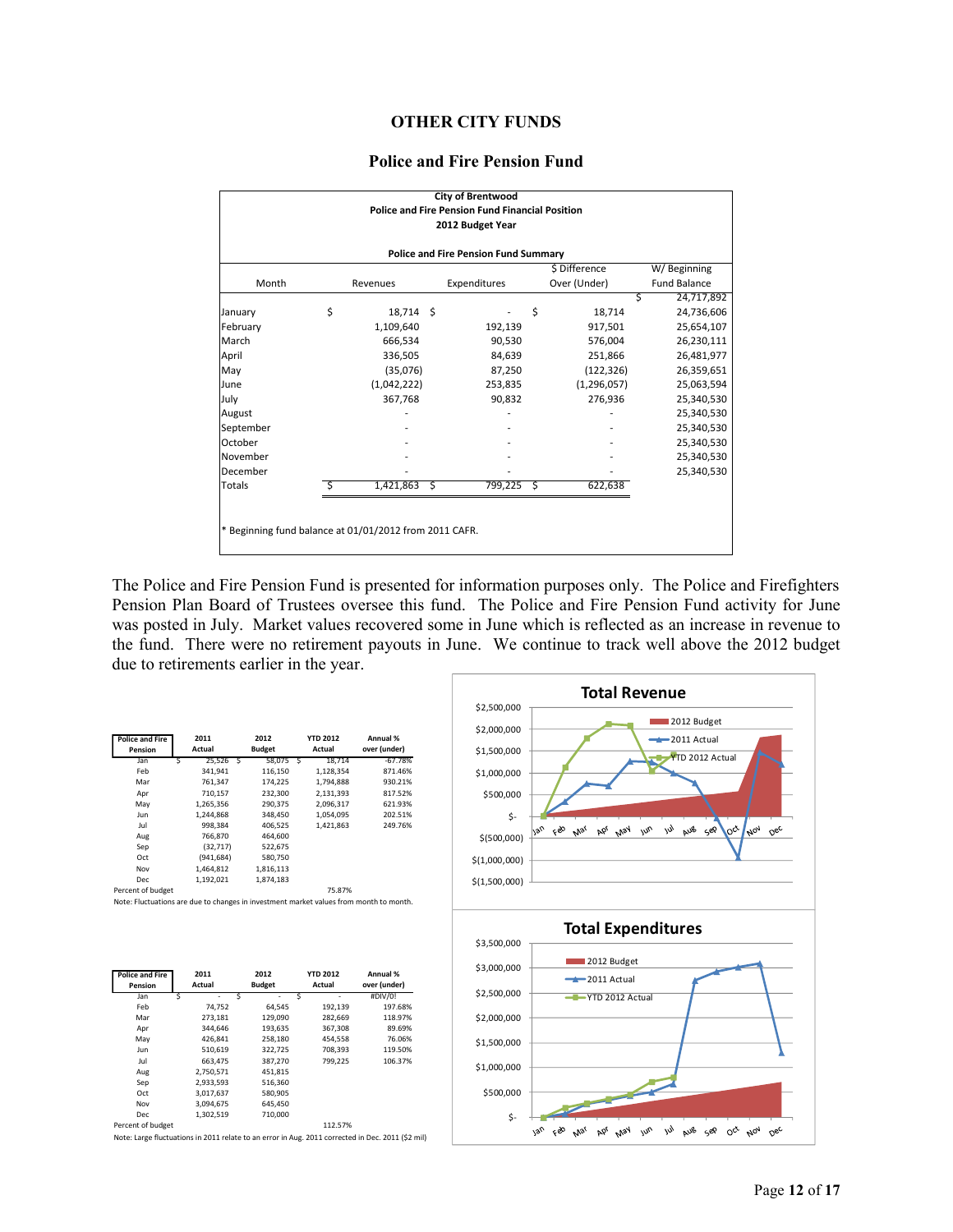# OTHER CITY FUNDS

## Police and Fire Pension Fund

**City of Brentwood**
**Police and Fire Pension Fund Financial Position**
**2012 Budget Year**

**Police and Fire Pension Fund Summary**

| Month | Revenues | Expenditures | $ Difference Over (Under) | W/ Beginning Fund Balance |
|---|---|---|---|---|
| | | | | $ 24,717,892 |
| January | $ 18,714 | $ - | $ 18,714 | 24,736,606 |
| February | 1,109,640 | 192,139 | 917,501 | 25,654,107 |
| March | 666,534 | 90,530 | 576,004 | 26,230,111 |
| April | 336,505 | 84,639 | 251,866 | 26,481,977 |
| May | (35,076) | 87,250 | (122,326) | 26,359,651 |
| June | (1,042,222) | 253,835 | (1,296,057) | 25,063,594 |
| July | 367,768 | 90,832 | 276,936 | 25,340,530 |
| August | - | - | - | 25,340,530 |
| September | - | - | - | 25,340,530 |
| October | - | - | - | 25,340,530 |
| November | - | - | - | 25,340,530 |
| December | - | - | - | 25,340,530 |
| Totals | $ 1,421,863 | $ 799,225 | $ 622,638 | |

* Beginning fund balance at 01/01/2012 from 2011 CAFR.

The Police and Fire Pension Fund is presented for information purposes only. The Police and Firefighters Pension Plan Board of Trustees oversee this fund. The Police and Fire Pension Fund activity for June was posted in July. Market values recovered some in June which is reflected as an increase in revenue to the fund. There were no retirement payouts in June. We continue to track well above the 2012 budget due to retirements earlier in the year.

| Police and Fire Pension | 2011 Actual | 2012 Budget | YTD 2012 Actual | Annual % over (under) |
|---|---|---|---|---|
| Jan | $ 25,526 | $ 58,075 | $ 18,714 | -67.78% |
| Feb | 341,941 | 116,150 | 1,128,354 | 871.46% |
| Mar | 761,347 | 174,225 | 1,794,888 | 930.21% |
| Apr | 710,157 | 232,300 | 2,131,393 | 817.52% |
| May | 1,265,356 | 290,375 | 2,096,317 | 621.93% |
| Jun | 1,244,868 | 348,450 | 1,054,095 | 202.51% |
| Jul | 998,384 | 406,525 | 1,421,863 | 249.76% |
| Aug | 766,870 | 464,600 | | |
| Sep | (32,717) | 522,675 | | |
| Oct | (941,684) | 580,750 | | |
| Nov | 1,464,812 | 1,816,113 | | |
| Dec | 1,192,021 | 1,874,183 | | |
| Percent of budget | | | 75.87% | |

Note: Fluctuations are due to changes in investment market values from month to month.

**Total Revenue**

| Police and Fire Pension | 2011 Actual | 2012 Budget | YTD 2012 Actual | Annual % over (under) |
|---|---|---|---|---|
| Jan | $ - | $ - | $ - | #DIV/0! |
| Feb | 74,752 | 64,545 | 192,139 | 197.68% |
| Mar | 273,181 | 129,090 | 282,669 | 118.97% |
| Apr | 344,646 | 193,635 | 367,308 | 89.69% |
| May | 426,841 | 258,180 | 454,558 | 76.06% |
| Jun | 510,619 | 322,725 | 708,393 | 119.50% |
| Jul | 663,475 | 387,270 | 799,225 | 106.37% |
| Aug | 2,750,571 | 451,815 | | |
| Sep | 2,933,593 | 516,360 | | |
| Oct | 3,017,637 | 580,905 | | |
| Nov | 3,094,675 | 645,450 | | |
| Dec | 1,302,519 | 710,000 | | |
| Percent of budget | | | 112.57% | |

Note: Large fluctuations in 2011 relate to an error in Aug. 2011 corrected in Dec. 2011 ($2 mil)

**Total Expenditures**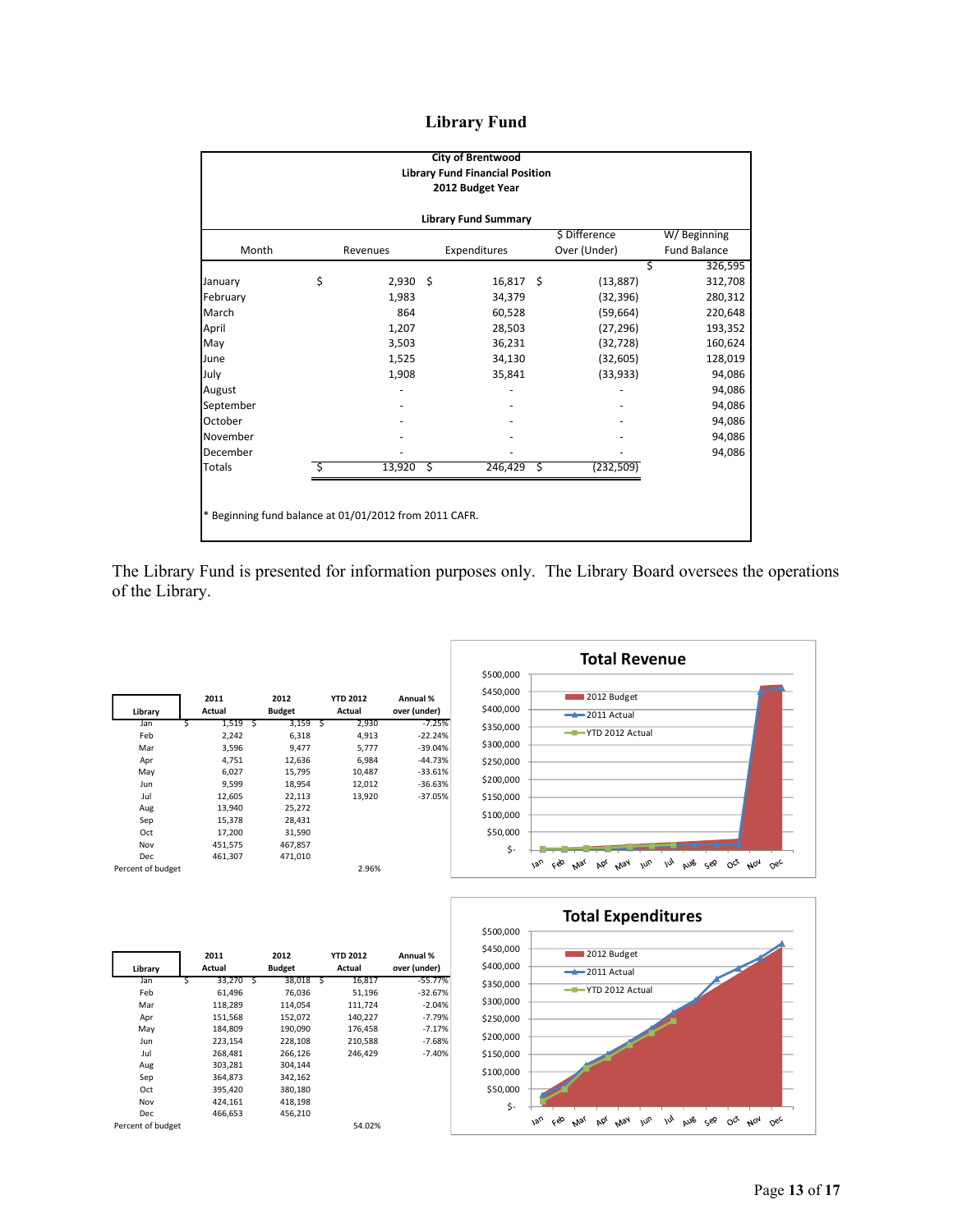# Library Fund

**City of Brentwood**
**Library Fund Financial Position**
**2012 Budget Year**

**Library Fund Summary**

| Month | Revenues | Expenditures | $ Difference Over (Under) | W/ Beginning Fund Balance |
|---|---|---|---|---|
| | | | | $ 326,595 |
| January | $ 2,930 | $ 16,817 | $ (13,887) | 312,708 |
| February | 1,983 | 34,379 | (32,396) | 280,312 |
| March | 864 | 60,528 | (59,664) | 220,648 |
| April | 1,207 | 28,503 | (27,296) | 193,352 |
| May | 3,503 | 36,231 | (32,728) | 160,624 |
| June | 1,525 | 34,130 | (32,605) | 128,019 |
| July | 1,908 | 35,841 | (33,933) | 94,086 |
| August | - | - | - | 94,086 |
| September | - | - | - | 94,086 |
| October | - | - | - | 94,086 |
| November | - | - | - | 94,086 |
| December | - | - | - | 94,086 |
| Totals | $ 13,920 | $ 246,429 | $ (232,509) | |

* Beginning fund balance at 01/01/2012 from 2011 CAFR.

The Library Fund is presented for information purposes only. The Library Board oversees the operations of the Library.

| Library | 2011 Actual | 2012 Budget | YTD 2012 Actual | Annual % over (under) |
|---|---|---|---|---|
| Jan | $ 1,519 | $ 3,159 | $ 2,930 | -7.25% |
| Feb | 2,242 | 6,318 | 4,913 | -22.24% |
| Mar | 3,596 | 9,477 | 5,777 | -39.04% |
| Apr | 4,751 | 12,636 | 6,984 | -44.73% |
| May | 6,027 | 15,795 | 10,487 | -33.61% |
| Jun | 9,599 | 18,954 | 12,012 | -36.63% |
| Jul | 12,605 | 22,113 | 13,920 | -37.05% |
| Aug | 13,940 | 25,272 | | |
| Sep | 15,378 | 28,431 | | |
| Oct | 17,200 | 31,590 | | |
| Nov | 451,575 | 467,857 | | |
| Dec | 461,307 | 471,010 | | |
| Percent of budget | | | 2.96% | |

**Total Revenue**

| Library | 2011 Actual | 2012 Budget | YTD 2012 Actual | Annual % over (under) |
|---|---|---|---|---|
| Jan | $ 33,270 | $ 38,018 | $ 16,817 | -55.77% |
| Feb | 61,496 | 76,036 | 51,196 | -32.67% |
| Mar | 118,289 | 114,054 | 111,724 | -2.04% |
| Apr | 151,568 | 152,072 | 140,227 | -7.79% |
| May | 184,809 | 190,090 | 176,458 | -7.17% |
| Jun | 223,154 | 228,108 | 210,588 | -7.68% |
| Jul | 268,481 | 266,126 | 246,429 | -7.40% |
| Aug | 303,281 | 304,144 | | |
| Sep | 364,873 | 342,162 | | |
| Oct | 395,420 | 380,180 | | |
| Nov | 424,161 | 418,198 | | |
| Dec | 466,653 | 456,210 | | |
| Percent of budget | | | 54.02% | |

**Total Expenditures**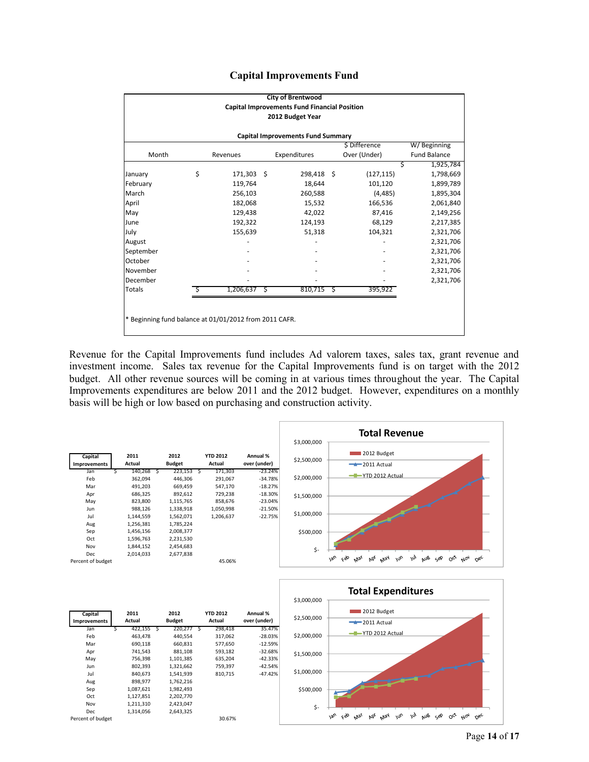## Capital Improvements Fund

**City of Brentwood**
**Capital Improvements Fund Financial Position**
**2012 Budget Year**

**Capital Improvements Fund Summary**

| Month | Revenues | Expenditures | $ Difference Over (Under) | W/ Beginning Fund Balance |
|---|---|---|---|---|
| | | | | $ 1,925,784 |
| January | $ 171,303 | $ 298,418 | $ (127,115) | 1,798,669 |
| February | 119,764 | 18,644 | 101,120 | 1,899,789 |
| March | 256,103 | 260,588 | (4,485) | 1,895,304 |
| April | 182,068 | 15,532 | 166,536 | 2,061,840 |
| May | 129,438 | 42,022 | 87,416 | 2,149,256 |
| June | 192,322 | 124,193 | 68,129 | 2,217,385 |
| July | 155,639 | 51,318 | 104,321 | 2,321,706 |
| August | - | - | - | 2,321,706 |
| September | - | - | - | 2,321,706 |
| October | - | - | - | 2,321,706 |
| November | - | - | - | 2,321,706 |
| December | - | - | - | 2,321,706 |
| Totals | $ 1,206,637 | $ 810,715 | $ 395,922 | |

* Beginning fund balance at 01/01/2012 from 2011 CAFR.

Revenue for the Capital Improvements fund includes Ad valorem taxes, sales tax, grant revenue and investment income. Sales tax revenue for the Capital Improvements fund is on target with the 2012 budget. All other revenue sources will be coming in at various times throughout the year. The Capital Improvements expenditures are below 2011 and the 2012 budget. However, expenditures on a monthly basis will be high or low based on purchasing and construction activity.

| Capital Improvements | 2011 Actual | 2012 Budget | YTD 2012 Actual | Annual % over (under) |
|---|---|---|---|---|
| Jan | $ 140,268 | $ 223,153 | $ 171,303 | -23.24% |
| Feb | 362,094 | 446,306 | 291,067 | -34.78% |
| Mar | 491,203 | 669,459 | 547,170 | -18.27% |
| Apr | 686,325 | 892,612 | 729,238 | -18.30% |
| May | 823,800 | 1,115,765 | 858,676 | -23.04% |
| Jun | 988,126 | 1,338,918 | 1,050,998 | -21.50% |
| Jul | 1,144,559 | 1,562,071 | 1,206,637 | -22.75% |
| Aug | 1,256,381 | 1,785,224 | | |
| Sep | 1,456,156 | 2,008,377 | | |
| Oct | 1,596,763 | 2,231,530 | | |
| Nov | 1,844,152 | 2,454,683 | | |
| Dec | 2,014,033 | 2,677,838 | | |
| Percent of budget | | | 45.06% | |

**Total Revenue**

| Capital Improvements | 2011 Actual | 2012 Budget | YTD 2012 Actual | Annual % over (under) |
|---|---|---|---|---|
| Jan | $ 422,155 | $ 220,277 | $ 298,418 | 35.47% |
| Feb | 463,478 | 440,554 | 317,062 | -28.03% |
| Mar | 690,118 | 660,831 | 577,650 | -12.59% |
| Apr | 741,543 | 881,108 | 593,182 | -32.68% |
| May | 756,398 | 1,101,385 | 635,204 | -42.33% |
| Jun | 802,393 | 1,321,662 | 759,397 | -42.54% |
| Jul | 840,673 | 1,541,939 | 810,715 | -47.42% |
| Aug | 898,977 | 1,762,216 | | |
| Sep | 1,087,621 | 1,982,493 | | |
| Oct | 1,127,851 | 2,202,770 | | |
| Nov | 1,211,310 | 2,423,047 | | |
| Dec | 1,314,056 | 2,643,325 | | |
| Percent of budget | | | 30.67% | |

**Total Expenditures**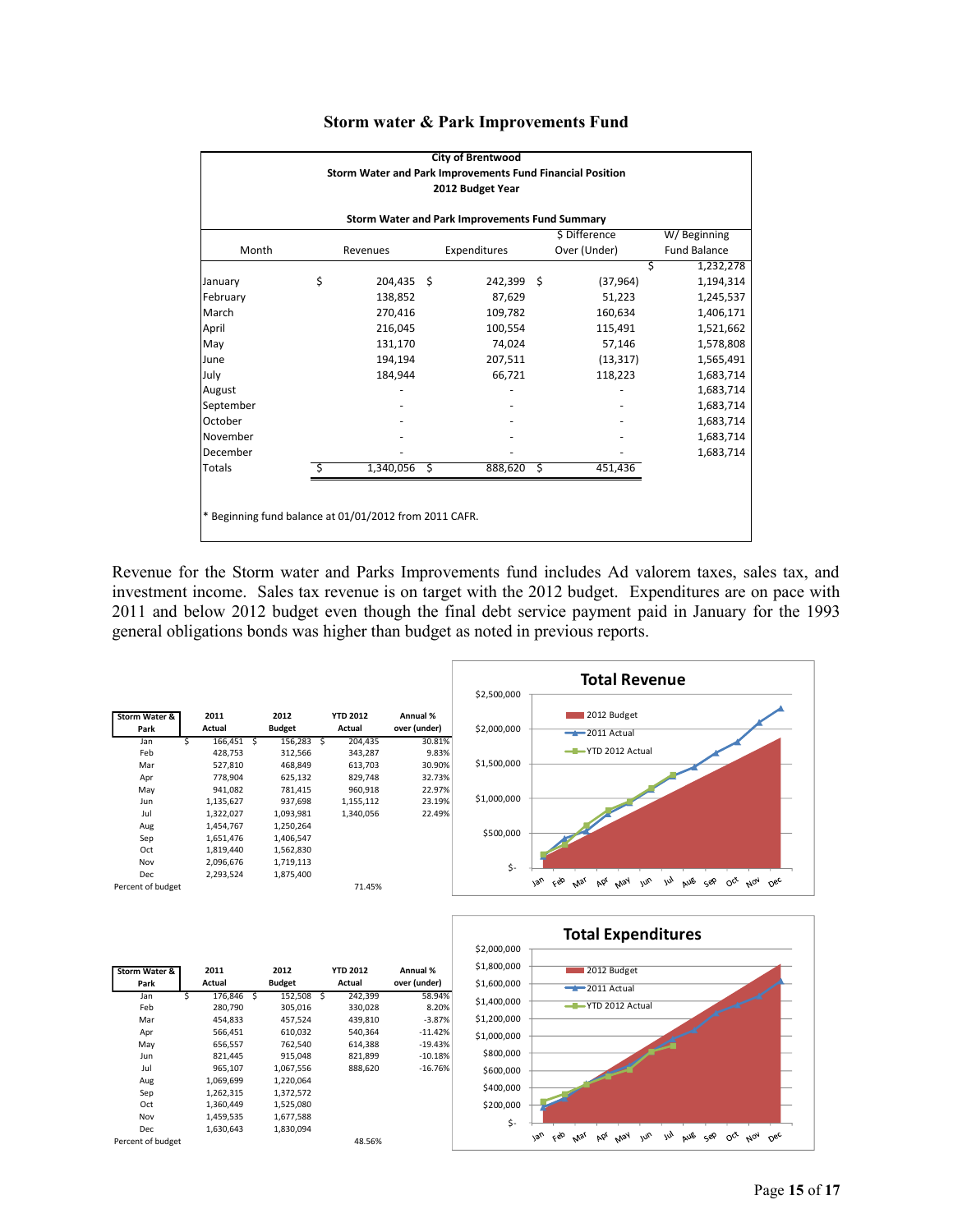# Storm water & Park Improvements Fund

**City of Brentwood**
**Storm Water and Park Improvements Fund Financial Position**
**2012 Budget Year**

**Storm Water and Park Improvements Fund Summary**

| Month | Revenues | Expenditures | $ Difference Over (Under) | W/ Beginning Fund Balance |
|---|---|---|---|---|
| | | | | $ 1,232,278 |
| January | $ 204,435 | $ 242,399 | $ (37,964) | 1,194,314 |
| February | 138,852 | 87,629 | 51,223 | 1,245,537 |
| March | 270,416 | 109,782 | 160,634 | 1,406,171 |
| April | 216,045 | 100,554 | 115,491 | 1,521,662 |
| May | 131,170 | 74,024 | 57,146 | 1,578,808 |
| June | 194,194 | 207,511 | (13,317) | 1,565,491 |
| July | 184,944 | 66,721 | 118,223 | 1,683,714 |
| August | - | - | - | 1,683,714 |
| September | - | - | - | 1,683,714 |
| October | - | - | - | 1,683,714 |
| November | - | - | - | 1,683,714 |
| December | - | - | - | 1,683,714 |
| Totals | $ 1,340,056 | $ 888,620 | $ 451,436 | |

\* Beginning fund balance at 01/01/2012 from 2011 CAFR.

Revenue for the Storm water and Parks Improvements fund includes Ad valorem taxes, sales tax, and investment income. Sales tax revenue is on target with the 2012 budget. Expenditures are on pace with 2011 and below 2012 budget even though the final debt service payment paid in January for the 1993 general obligations bonds was higher than budget as noted in previous reports.

| Storm Water & Park | 2011 Actual | 2012 Budget | YTD 2012 Actual | Annual % over (under) |
|---|---|---|---|---|
| Jan | $ 166,451 | $ 156,283 | $ 204,435 | 30.81% |
| Feb | 428,753 | 312,566 | 343,287 | 9.83% |
| Mar | 527,810 | 468,849 | 613,703 | 30.90% |
| Apr | 778,904 | 625,132 | 829,748 | 32.73% |
| May | 941,082 | 781,415 | 960,918 | 22.97% |
| Jun | 1,135,627 | 937,698 | 1,155,112 | 23.19% |
| Jul | 1,322,027 | 1,093,981 | 1,340,056 | 22.49% |
| Aug | 1,454,767 | 1,250,264 | | |
| Sep | 1,651,476 | 1,406,547 | | |
| Oct | 1,819,440 | 1,562,830 | | |
| Nov | 2,096,676 | 1,719,113 | | |
| Dec | 2,293,524 | 1,875,400 | | |
| Percent of budget | | | 71.45% | |

**Total Revenue**

| Storm Water & Park | 2011 Actual | 2012 Budget | YTD 2012 Actual | Annual % over (under) |
|---|---|---|---|---|
| Jan | $ 176,846 | $ 152,508 | $ 242,399 | 58.94% |
| Feb | 280,790 | 305,016 | 330,028 | 8.20% |
| Mar | 454,833 | 457,524 | 439,810 | -3.87% |
| Apr | 566,451 | 610,032 | 540,364 | -11.42% |
| May | 656,557 | 762,540 | 614,388 | -19.43% |
| Jun | 821,445 | 915,048 | 821,899 | -10.18% |
| Jul | 965,107 | 1,067,556 | 888,620 | -16.76% |
| Aug | 1,069,699 | 1,220,064 | | |
| Sep | 1,262,315 | 1,372,572 | | |
| Oct | 1,360,449 | 1,525,080 | | |
| Nov | 1,459,535 | 1,677,588 | | |
| Dec | 1,630,643 | 1,830,094 | | |
| Percent of budget | | | 48.56% | |

**Total Expenditures**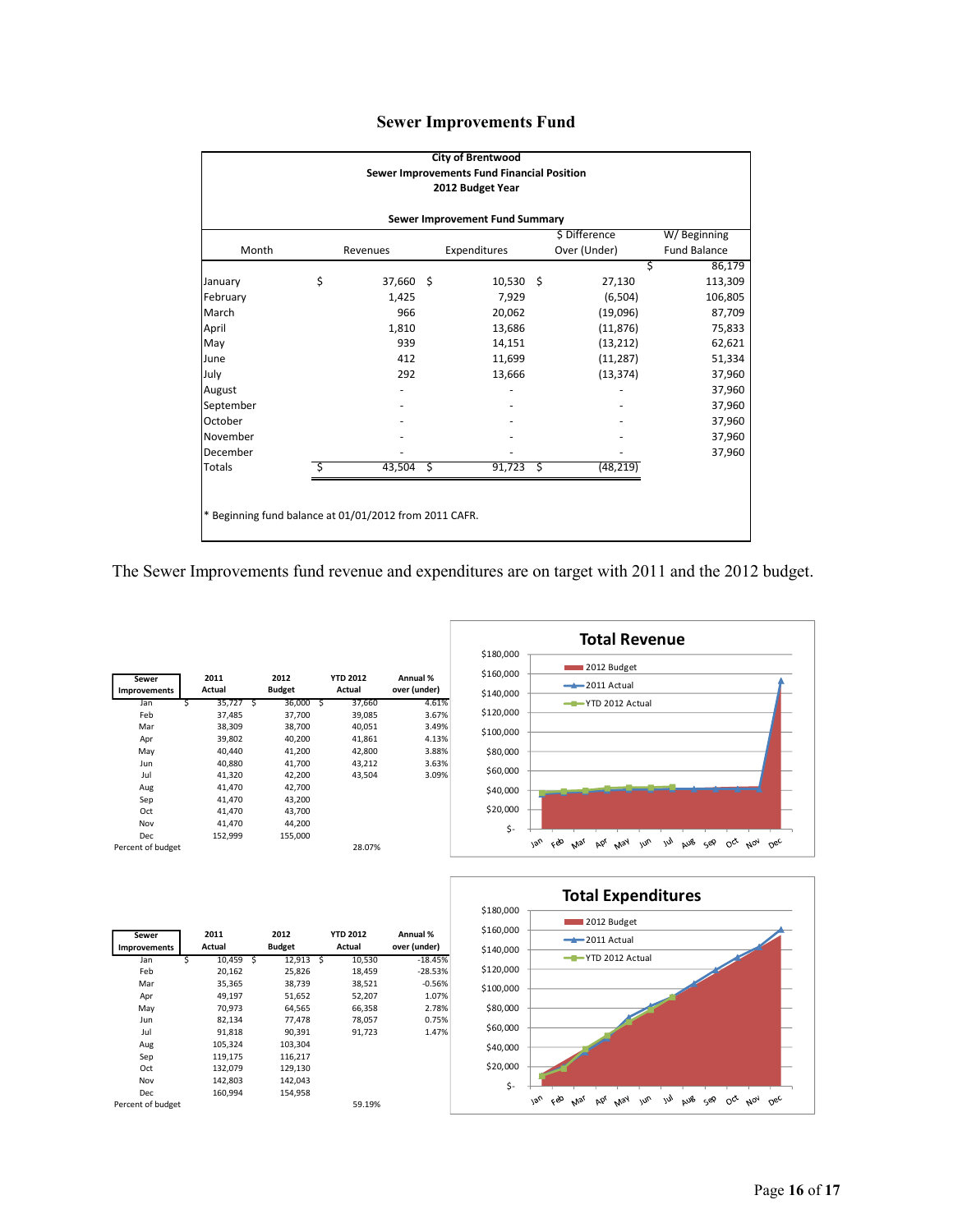# Sewer Improvements Fund

**City of Brentwood**
**Sewer Improvements Fund Financial Position**
**2012 Budget Year**

**Sewer Improvement Fund Summary**

| Month | Revenues | Expenditures | $ Difference Over (Under) | W/ Beginning Fund Balance |
|---|---|---|---|---|
| | | | | $ 86,179 |
| January | $ 37,660 | $ 10,530 | $ 27,130 | 113,309 |
| February | 1,425 | 7,929 | (6,504) | 106,805 |
| March | 966 | 20,062 | (19,096) | 87,709 |
| April | 1,810 | 13,686 | (11,876) | 75,833 |
| May | 939 | 14,151 | (13,212) | 62,621 |
| June | 412 | 11,699 | (11,287) | 51,334 |
| July | 292 | 13,666 | (13,374) | 37,960 |
| August | - | - | - | 37,960 |
| September | - | - | - | 37,960 |
| October | - | - | - | 37,960 |
| November | - | - | - | 37,960 |
| December | - | - | - | 37,960 |
| Totals | $ 43,504 | $ 91,723 | $ (48,219) | |

* Beginning fund balance at 01/01/2012 from 2011 CAFR.

The Sewer Improvements fund revenue and expenditures are on target with 2011 and the 2012 budget.

| Sewer Improvements | 2011 Actual | 2012 Budget | YTD 2012 Actual | Annual % over (under) |
|---|---|---|---|---|
| Jan | $ 35,727 | $ 36,000 | $ 37,660 | 4.61% |
| Feb | 37,485 | 37,700 | 39,085 | 3.67% |
| Mar | 38,309 | 38,700 | 40,051 | 3.49% |
| Apr | 39,802 | 40,200 | 41,861 | 4.13% |
| May | 40,440 | 41,200 | 42,800 | 3.88% |
| Jun | 40,880 | 41,700 | 43,212 | 3.63% |
| Jul | 41,320 | 42,200 | 43,504 | 3.09% |
| Aug | 41,470 | 42,700 | | |
| Sep | 41,470 | 43,200 | | |
| Oct | 41,470 | 43,700 | | |
| Nov | 41,470 | 44,200 | | |
| Dec | 152,999 | 155,000 | | |
| Percent of budget | | | 28.07% | |

**Total Revenue**

| Sewer Improvements | 2011 Actual | 2012 Budget | YTD 2012 Actual | Annual % over (under) |
|---|---|---|---|---|
| Jan | $ 10,459 | $ 12,913 | $ 10,530 | -18.45% |
| Feb | 20,162 | 25,826 | 18,459 | -28.53% |
| Mar | 35,365 | 38,739 | 38,521 | -0.56% |
| Apr | 49,197 | 51,652 | 52,207 | 1.07% |
| May | 70,973 | 64,565 | 66,358 | 2.78% |
| Jun | 82,134 | 77,478 | 78,057 | 0.75% |
| Jul | 91,818 | 90,391 | 91,723 | 1.47% |
| Aug | 105,324 | 103,304 | | |
| Sep | 119,175 | 116,217 | | |
| Oct | 132,079 | 129,130 | | |
| Nov | 142,803 | 142,043 | | |
| Dec | 160,994 | 154,958 | | |
| Percent of budget | | | 59.19% | |

**Total Expenditures**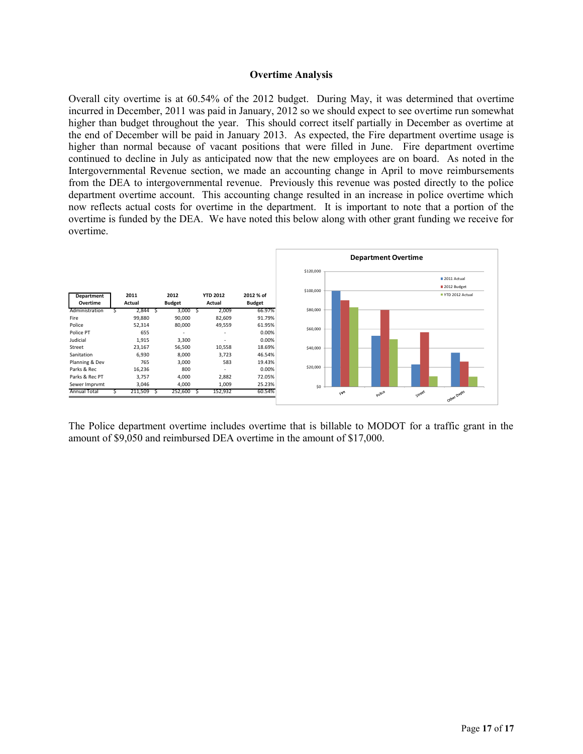## Overtime Analysis

Overall city overtime is at 60.54% of the 2012 budget. During May, it was determined that overtime incurred in December, 2011 was paid in January, 2012 so we should expect to see overtime run somewhat higher than budget throughout the year. This should correct itself partially in December as overtime at the end of December will be paid in January 2013. As expected, the Fire department overtime usage is higher than normal because of vacant positions that were filled in June. Fire department overtime continued to decline in July as anticipated now that the new employees are on board. As noted in the Intergovernmental Revenue section, we made an accounting change in April to move reimbursements from the DEA to intergovernmental revenue. Previously this revenue was posted directly to the police department overtime account. This accounting change resulted in an increase in police overtime which now reflects actual costs for overtime in the department. It is important to note that a portion of the overtime is funded by the DEA. We have noted this below along with other grant funding we receive for overtime.

| Department Overtime | 2011 Actual | 2012 Budget | YTD 2012 Actual | 2012 % of Budget |
|---|---|---|---|---|
| Administration | $ 2,844 | $ 3,000 | $ 2,009 | 66.97% |
| Fire | 99,880 | 90,000 | 82,609 | 91.79% |
| Police | 52,314 | 80,000 | 49,559 | 61.95% |
| Police PT | 655 | - | - | 0.00% |
| Judicial | 1,915 | 3,300 | - | 0.00% |
| Street | 23,167 | 56,500 | 10,558 | 18.69% |
| Sanitation | 6,930 | 8,000 | 3,723 | 46.54% |
| Planning & Dev | 765 | 3,000 | 583 | 19.43% |
| Parks & Rec | 16,236 | 800 | - | 0.00% |
| Parks & Rec PT | 3,757 | 4,000 | 2,882 | 72.05% |
| Sewer Imprvmt | 3,046 | 4,000 | 1,009 | 25.23% |
| Annual Total | $ 211,509 | $ 252,600 | $ 152,932 | 60.54% |

Department Overtime

$120,000
$100,000
$80,000
$60,000
$40,000
$20,000
$0

2011 Actual
2012 Budget
YTD 2012 Actual

Fire
Police
Street
Other Depts

The Police department overtime includes overtime that is billable to MODOT for a traffic grant in the amount of $9,050 and reimbursed DEA overtime in the amount of $17,000.